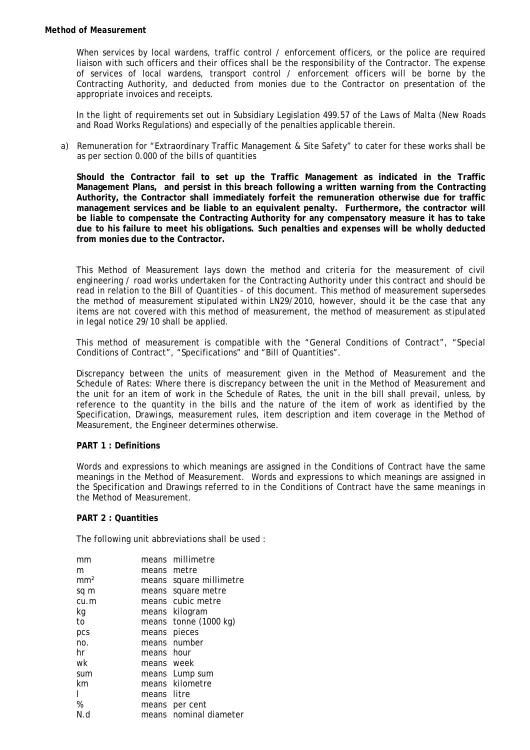***Method of Measurement***

When services by local wardens, traffic control / enforcement officers, or the police are required liaison with such officers and their offices shall be the responsibility of the Contractor. The expense of services of local wardens, transport control / enforcement officers will be borne by the Contracting Authority, and deducted from monies due to the Contractor on presentation of the appropriate invoices and receipts.

In the light of requirements set out in Subsidiary Legislation 499.57 of the Laws of Malta (New Roads and Road Works Regulations) and especially of the penalties applicable therein.

a) Remuneration for "Extraordinary Traffic Management & Site Safety" to cater for these works shall be as per section 0.000 of the bills of quantities

**Should the Contractor fail to set up the Traffic Management as indicated in the Traffic Management Plans, and persist in this breach following a written warning from the Contracting Authority, the Contractor shall immediately forfeit the remuneration otherwise due for traffic management services and be liable to an equivalent penalty. Furthermore, the contractor will be liable to compensate the Contracting Authority for any compensatory measure it has to take due to his failure to meet his obligations. Such penalties and expenses will be wholly deducted from monies due to the Contractor.**

This Method of Measurement lays down the method and criteria for the measurement of civil engineering / road works undertaken for the Contracting Authority under this contract and should be read in relation to the Bill of Quantities - of this document. This method of measurement supersedes the method of measurement stipulated within LN29/2010, however, should it be the case that any items are not covered with this method of measurement, the method of measurement as stipulated in legal notice 29/10 shall be applied.

This method of measurement is compatible with the "General Conditions of Contract", "Special Conditions of Contract", "Specifications" and "Bill of Quantities".

Discrepancy between the units of measurement given in the Method of Measurement and the Schedule of Rates: Where there is discrepancy between the unit in the Method of Measurement and the unit for an item of work in the Schedule of Rates, the unit in the bill shall prevail, unless, by reference to the quantity in the bills and the nature of the item of work as identified by the Specification, Drawings, measurement rules, item description and item coverage in the Method of Measurement, the Engineer determines otherwise.

**PART 1 : Definitions**

Words and expressions to which meanings are assigned in the Conditions of Contract have the same meanings in the Method of Measurement. Words and expressions to which meanings are assigned in the Specification and Drawings referred to in the Conditions of Contract have the same meanings in the Method of Measurement.

**PART 2 : Quantities**

The following unit abbreviations shall be used :

| | | |
|---|---|---|
| mm | means | millimetre |
| m | means | metre |
| mm² | means | square millimetre |
| sq m | means | square metre |
| cu.m | means | cubic metre |
| kg | means | kilogram |
| to | means | tonne (1000 kg) |
| pcs | means | pieces |
| no. | means | number |
| hr | means | hour |
| wk | means | week |
| sum | means | Lump sum |
| km | means | kilometre |
| l | means | litre |
| % | means | per cent |
| N.d | means | nominal diameter |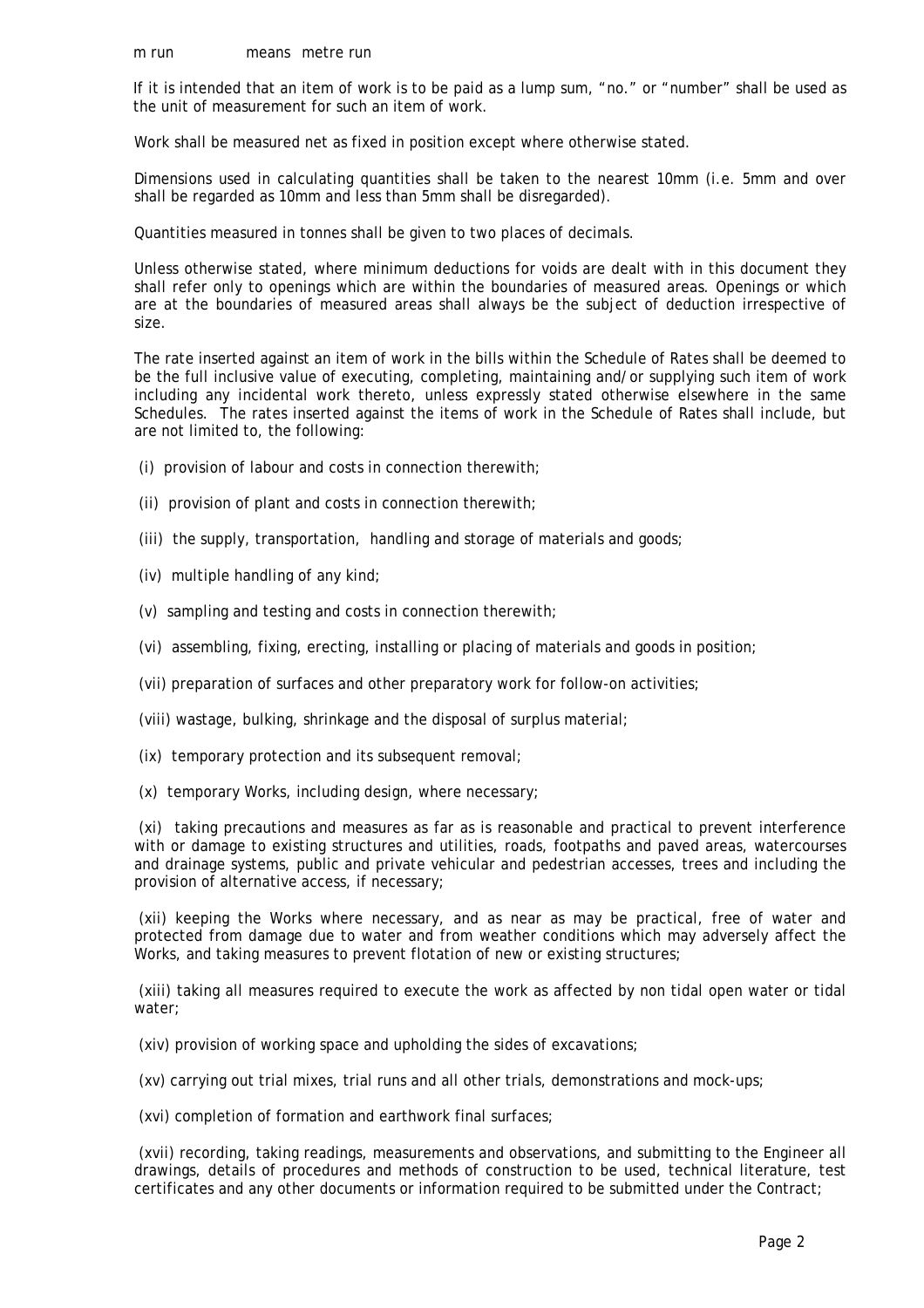m run means metre run

If it is intended that an item of work is to be paid as a lump sum, "no." or "number" shall be used as the unit of measurement for such an item of work.

Work shall be measured net as fixed in position except where otherwise stated.

Dimensions used in calculating quantities shall be taken to the nearest 10mm (i.e. 5mm and over shall be regarded as 10mm and less than 5mm shall be disregarded).

Quantities measured in tonnes shall be given to two places of decimals.

Unless otherwise stated, where minimum deductions for voids are dealt with in this document they shall refer only to openings which are within the boundaries of measured areas. Openings or which are at the boundaries of measured areas shall always be the subject of deduction irrespective of size.

The rate inserted against an item of work in the bills within the Schedule of Rates shall be deemed to be the full inclusive value of executing, completing, maintaining and/or supplying such item of work including any incidental work thereto, unless expressly stated otherwise elsewhere in the same Schedules. The rates inserted against the items of work in the Schedule of Rates shall include, but are not limited to, the following:

(i) provision of labour and costs in connection therewith;

(ii) provision of plant and costs in connection therewith;

(iii) the supply, transportation, handling and storage of materials and goods;

(iv) multiple handling of any kind;

(v) sampling and testing and costs in connection therewith;

(vi) assembling, fixing, erecting, installing or placing of materials and goods in position;

(vii) preparation of surfaces and other preparatory work for follow-on activities;

(viii) wastage, bulking, shrinkage and the disposal of surplus material;

(ix) temporary protection and its subsequent removal;

(x) temporary Works, including design, where necessary;

(xi) taking precautions and measures as far as is reasonable and practical to prevent interference with or damage to existing structures and utilities, roads, footpaths and paved areas, watercourses and drainage systems, public and private vehicular and pedestrian accesses, trees and including the provision of alternative access, if necessary;

(xii) keeping the Works where necessary, and as near as may be practical, free of water and protected from damage due to water and from weather conditions which may adversely affect the Works, and taking measures to prevent flotation of new or existing structures;

(xiii) taking all measures required to execute the work as affected by non tidal open water or tidal water;

(xiv) provision of working space and upholding the sides of excavations;

(xv) carrying out trial mixes, trial runs and all other trials, demonstrations and mock-ups;

(xvi) completion of formation and earthwork final surfaces;

(xvii) recording, taking readings, measurements and observations, and submitting to the Engineer all drawings, details of procedures and methods of construction to be used, technical literature, test certificates and any other documents or information required to be submitted under the Contract;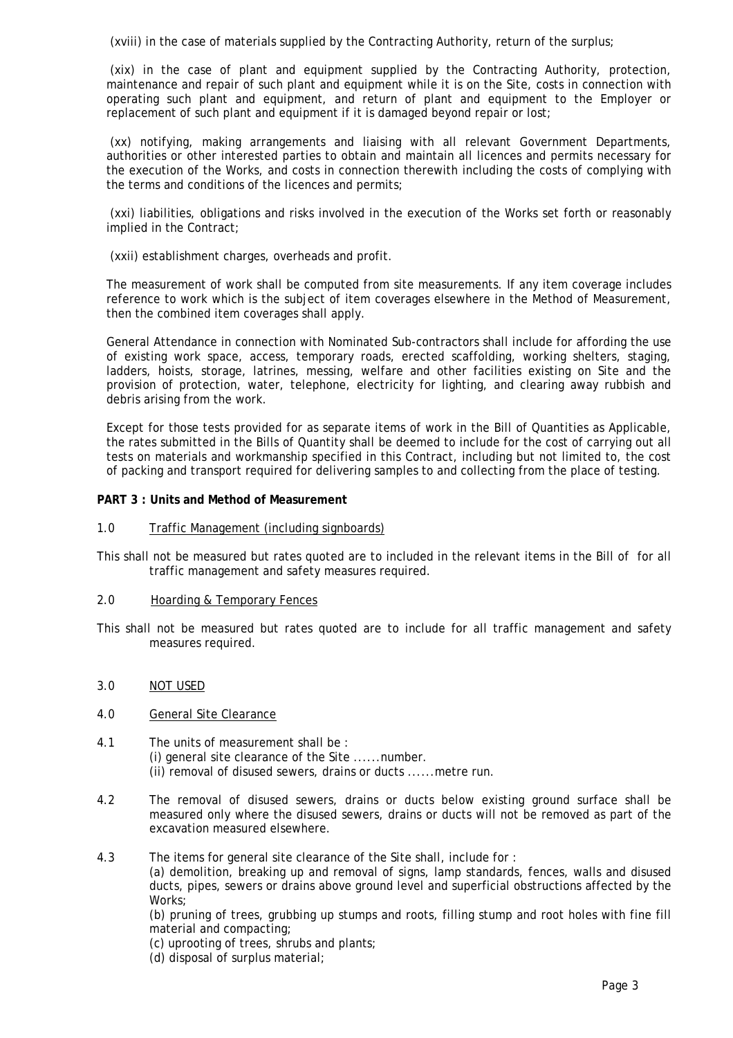(xviii) in the case of materials supplied by the Contracting Authority, return of the surplus;

(xix) in the case of plant and equipment supplied by the Contracting Authority, protection, maintenance and repair of such plant and equipment while it is on the Site, costs in connection with operating such plant and equipment, and return of plant and equipment to the Employer or replacement of such plant and equipment if it is damaged beyond repair or lost;

(xx) notifying, making arrangements and liaising with all relevant Government Departments, authorities or other interested parties to obtain and maintain all licences and permits necessary for the execution of the Works, and costs in connection therewith including the costs of complying with the terms and conditions of the licences and permits;

(xxi) liabilities, obligations and risks involved in the execution of the Works set forth or reasonably implied in the Contract;

(xxii) establishment charges, overheads and profit.

The measurement of work shall be computed from site measurements. If any item coverage includes reference to work which is the subject of item coverages elsewhere in the Method of Measurement, then the combined item coverages shall apply.

General Attendance in connection with Nominated Sub-contractors shall include for affording the use of existing work space, access, temporary roads, erected scaffolding, working shelters, staging, ladders, hoists, storage, latrines, messing, welfare and other facilities existing on Site and the provision of protection, water, telephone, electricity for lighting, and clearing away rubbish and debris arising from the work.

Except for those tests provided for as separate items of work in the Bill of Quantities as Applicable, the rates submitted in the Bills of Quantity shall be deemed to include for the cost of carrying out all tests on materials and workmanship specified in this Contract, including but not limited to, the cost of packing and transport required for delivering samples to and collecting from the place of testing.

**PART 3 : Units and Method of Measurement**

1.0 Traffic Management (including signboards)

This shall not be measured but rates quoted are to included in the relevant items in the Bill of for all traffic management and safety measures required.

2.0 Hoarding & Temporary Fences

This shall not be measured but rates quoted are to include for all traffic management and safety measures required.

3.0 NOT USED

4.0 General Site Clearance

4.1 The units of measurement shall be :
(i) general site clearance of the Site ......number.
(ii) removal of disused sewers, drains or ducts ......metre run.

4.2 The removal of disused sewers, drains or ducts below existing ground surface shall be measured only where the disused sewers, drains or ducts will not be removed as part of the excavation measured elsewhere.

4.3 The items for general site clearance of the Site shall, include for :
(a) demolition, breaking up and removal of signs, lamp standards, fences, walls and disused ducts, pipes, sewers or drains above ground level and superficial obstructions affected by the Works;
(b) pruning of trees, grubbing up stumps and roots, filling stump and root holes with fine fill material and compacting;
(c) uprooting of trees, shrubs and plants;
(d) disposal of surplus material;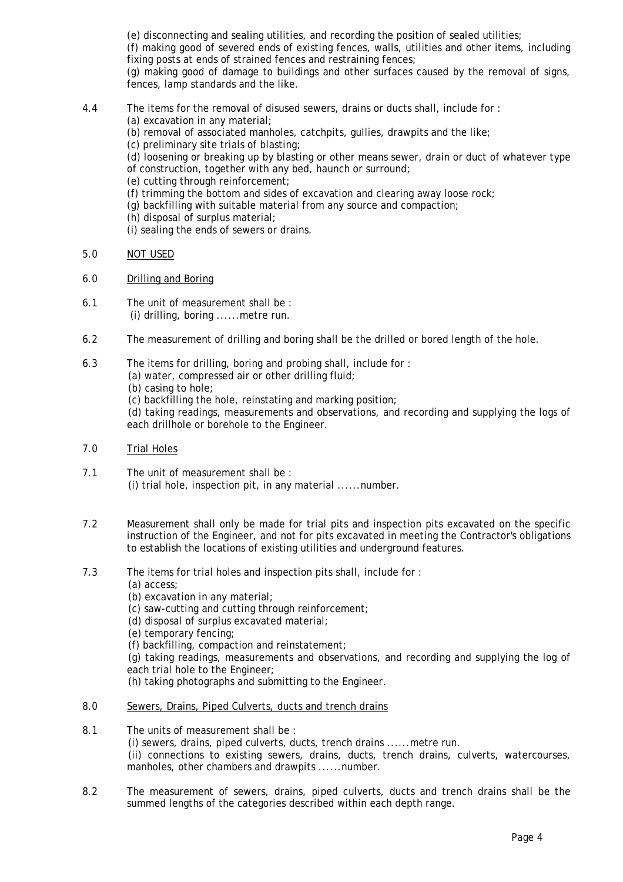(e) disconnecting and sealing utilities, and recording the position of sealed utilities;
(f) making good of severed ends of existing fences, walls, utilities and other items, including fixing posts at ends of strained fences and restraining fences;
(g) making good of damage to buildings and other surfaces caused by the removal of signs, fences, lamp standards and the like.

4.4 The items for the removal of disused sewers, drains or ducts shall, include for :
(a) excavation in any material;
(b) removal of associated manholes, catchpits, gullies, drawpits and the like;
(c) preliminary site trials of blasting;
(d) loosening or breaking up by blasting or other means sewer, drain or duct of whatever type of construction, together with any bed, haunch or surround;
(e) cutting through reinforcement;
(f) trimming the bottom and sides of excavation and clearing away loose rock;
(g) backfilling with suitable material from any source and compaction;
(h) disposal of surplus material;
(i) sealing the ends of sewers or drains.

5.0 <u>NOT USED</u>

6.0 <u>Drilling and Boring</u>

6.1 The unit of measurement shall be :
(i) drilling, boring ......metre run.

6.2 The measurement of drilling and boring shall be the drilled or bored length of the hole.

6.3 The items for drilling, boring and probing shall, include for :
(a) water, compressed air or other drilling fluid;
(b) casing to hole;
(c) backfilling the hole, reinstating and marking position;
(d) taking readings, measurements and observations, and recording and supplying the logs of each drillhole or borehole to the Engineer.

7.0 <u>Trial Holes</u>

7.1 The unit of measurement shall be :
(i) trial hole, inspection pit, in any material ......number.

7.2 Measurement shall only be made for trial pits and inspection pits excavated on the specific instruction of the Engineer, and not for pits excavated in meeting the Contractor's obligations to establish the locations of existing utilities and underground features.

7.3 The items for trial holes and inspection pits shall, include for :
(a) access;
(b) excavation in any material;
(c) saw-cutting and cutting through reinforcement;
(d) disposal of surplus excavated material;
(e) temporary fencing;
(f) backfilling, compaction and reinstatement;
(g) taking readings, measurements and observations, and recording and supplying the log of each trial hole to the Engineer;
(h) taking photographs and submitting to the Engineer.

8.0 <u>Sewers, Drains, Piped Culverts, ducts and trench drains</u>

8.1 The units of measurement shall be :
(i) sewers, drains, piped culverts, ducts, trench drains ......metre run.
(ii) connections to existing sewers, drains, ducts, trench drains, culverts, watercourses, manholes, other chambers and drawpits ......number.

8.2 The measurement of sewers, drains, piped culverts, ducts and trench drains shall be the summed lengths of the categories described within each depth range.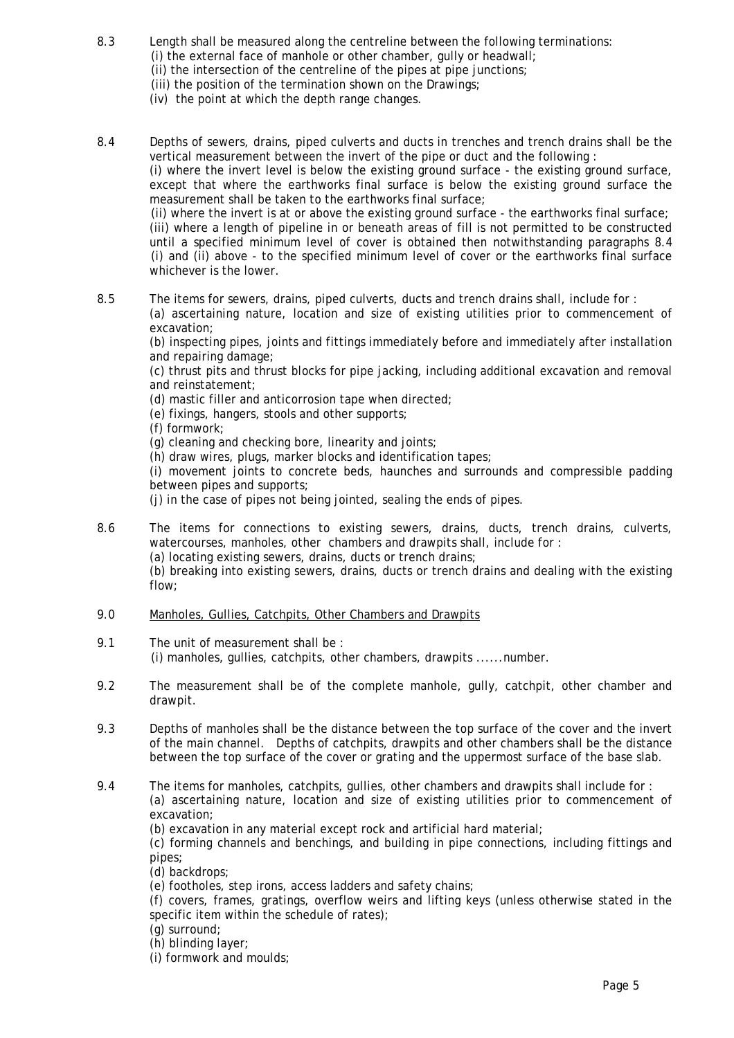8.3 Length shall be measured along the centreline between the following terminations:
 (i) the external face of manhole or other chamber, gully or headwall;
 (ii) the intersection of the centreline of the pipes at pipe junctions;
 (iii) the position of the termination shown on the Drawings;
 (iv) the point at which the depth range changes.

8.4 Depths of sewers, drains, piped culverts and ducts in trenches and trench drains shall be the vertical measurement between the invert of the pipe or duct and the following :
 (i) where the invert level is below the existing ground surface - the existing ground surface, except that where the earthworks final surface is below the existing ground surface the measurement shall be taken to the earthworks final surface;
 (ii) where the invert is at or above the existing ground surface - the earthworks final surface;
 (iii) where a length of pipeline in or beneath areas of fill is not permitted to be constructed until a specified minimum level of cover is obtained then notwithstanding paragraphs 8.4 (i) and (ii) above - to the specified minimum level of cover or the earthworks final surface whichever is the lower.

8.5 The items for sewers, drains, piped culverts, ducts and trench drains shall, include for :
 (a) ascertaining nature, location and size of existing utilities prior to commencement of excavation;
 (b) inspecting pipes, joints and fittings immediately before and immediately after installation and repairing damage;
 (c) thrust pits and thrust blocks for pipe jacking, including additional excavation and removal and reinstatement;
 (d) mastic filler and anticorrosion tape when directed;
 (e) fixings, hangers, stools and other supports;
 (f) formwork;
 (g) cleaning and checking bore, linearity and joints;
 (h) draw wires, plugs, marker blocks and identification tapes;
 (i) movement joints to concrete beds, haunches and surrounds and compressible padding between pipes and supports;
 (j) in the case of pipes not being jointed, sealing the ends of pipes.

8.6 The items for connections to existing sewers, drains, ducts, trench drains, culverts, watercourses, manholes, other chambers and drawpits shall, include for :
 (a) locating existing sewers, drains, ducts or trench drains;
 (b) breaking into existing sewers, drains, ducts or trench drains and dealing with the existing flow;

9.0 <u>Manholes, Gullies, Catchpits, Other Chambers and Drawpits</u>

9.1 The unit of measurement shall be :
 (i) manholes, gullies, catchpits, other chambers, drawpits ......number.

9.2 The measurement shall be of the complete manhole, gully, catchpit, other chamber and drawpit.

9.3 Depths of manholes shall be the distance between the top surface of the cover and the invert of the main channel. Depths of catchpits, drawpits and other chambers shall be the distance between the top surface of the cover or grating and the uppermost surface of the base slab.

9.4 The items for manholes, catchpits, gullies, other chambers and drawpits shall include for :
 (a) ascertaining nature, location and size of existing utilities prior to commencement of excavation;
 (b) excavation in any material except rock and artificial hard material;
 (c) forming channels and benchings, and building in pipe connections, including fittings and pipes;
 (d) backdrops;
 (e) footholes, step irons, access ladders and safety chains;
 (f) covers, frames, gratings, overflow weirs and lifting keys (unless otherwise stated in the specific item within the schedule of rates);
 (g) surround;
 (h) blinding layer;
 (i) formwork and moulds;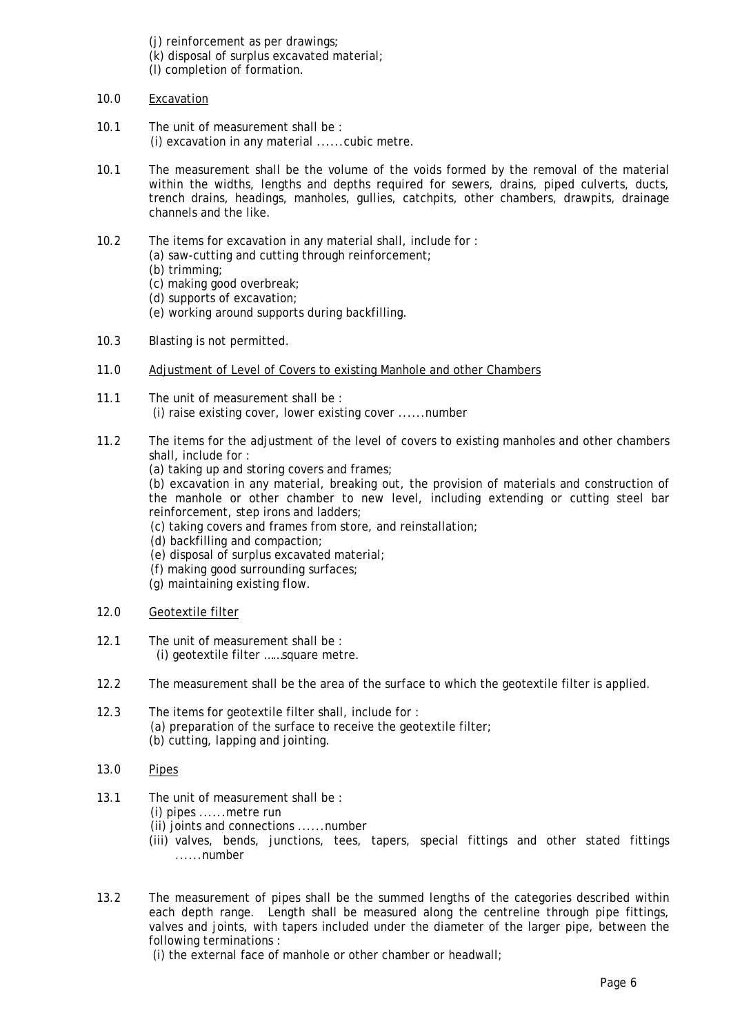(j) reinforcement as per drawings;
(k) disposal of surplus excavated material;
(l) completion of formation.

10.0 Excavation

10.1 The unit of measurement shall be :
(i) excavation in any material ......cubic metre.

10.1 The measurement shall be the volume of the voids formed by the removal of the material within the widths, lengths and depths required for sewers, drains, piped culverts, ducts, trench drains, headings, manholes, gullies, catchpits, other chambers, drawpits, drainage channels and the like.

10.2 The items for excavation in any material shall, include for :
(a) saw-cutting and cutting through reinforcement;
(b) trimming;
(c) making good overbreak;
(d) supports of excavation;
(e) working around supports during backfilling.

10.3 Blasting is not permitted.

11.0 Adjustment of Level of Covers to existing Manhole and other Chambers

11.1 The unit of measurement shall be :
(i) raise existing cover, lower existing cover ......number

11.2 The items for the adjustment of the level of covers to existing manholes and other chambers shall, include for :
(a) taking up and storing covers and frames;
(b) excavation in any material, breaking out, the provision of materials and construction of the manhole or other chamber to new level, including extending or cutting steel bar reinforcement, step irons and ladders;
(c) taking covers and frames from store, and reinstallation;
(d) backfilling and compaction;
(e) disposal of surplus excavated material;
(f) making good surrounding surfaces;
(g) maintaining existing flow.

12.0 Geotextile filter

12.1 The unit of measurement shall be :
(i) geotextile filter ……square metre.

12.2 The measurement shall be the area of the surface to which the geotextile filter is applied.

12.3 The items for geotextile filter shall, include for :
(a) preparation of the surface to receive the geotextile filter;
(b) cutting, lapping and jointing.

13.0 Pipes

13.1 The unit of measurement shall be :
(i) pipes ......metre run
(ii) joints and connections ......number
(iii) valves, bends, junctions, tees, tapers, special fittings and other stated fittings ......number

13.2 The measurement of pipes shall be the summed lengths of the categories described within each depth range. Length shall be measured along the centreline through pipe fittings, valves and joints, with tapers included under the diameter of the larger pipe, between the following terminations :
(i) the external face of manhole or other chamber or headwall;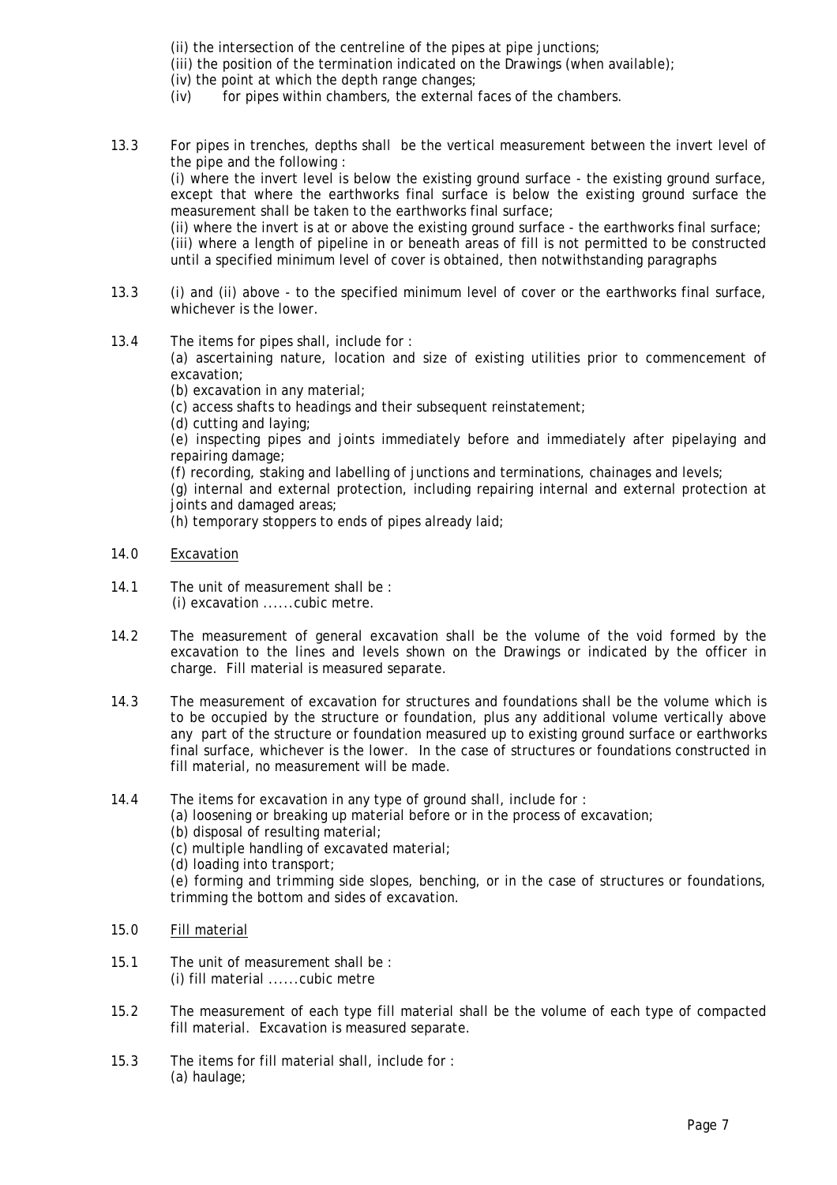(ii) the intersection of the centreline of the pipes at pipe junctions;
(iii) the position of the termination indicated on the Drawings (when available);
(iv) the point at which the depth range changes;
(iv) for pipes within chambers, the external faces of the chambers.

13.3 For pipes in trenches, depths shall be the vertical measurement between the invert level of the pipe and the following :
(i) where the invert level is below the existing ground surface - the existing ground surface, except that where the earthworks final surface is below the existing ground surface the measurement shall be taken to the earthworks final surface;
(ii) where the invert is at or above the existing ground surface - the earthworks final surface;
(iii) where a length of pipeline in or beneath areas of fill is not permitted to be constructed until a specified minimum level of cover is obtained, then notwithstanding paragraphs

13.3 (i) and (ii) above - to the specified minimum level of cover or the earthworks final surface, whichever is the lower.

13.4 The items for pipes shall, include for :
(a) ascertaining nature, location and size of existing utilities prior to commencement of excavation;
(b) excavation in any material;
(c) access shafts to headings and their subsequent reinstatement;
(d) cutting and laying;
(e) inspecting pipes and joints immediately before and immediately after pipelaying and repairing damage;
(f) recording, staking and labelling of junctions and terminations, chainages and levels;
(g) internal and external protection, including repairing internal and external protection at joints and damaged areas;
(h) temporary stoppers to ends of pipes already laid;

14.0 <u>Excavation</u>

14.1 The unit of measurement shall be :
(i) excavation ......cubic metre.

14.2 The measurement of general excavation shall be the volume of the void formed by the excavation to the lines and levels shown on the Drawings or indicated by the officer in charge. Fill material is measured separate.

14.3 The measurement of excavation for structures and foundations shall be the volume which is to be occupied by the structure or foundation, plus any additional volume vertically above any part of the structure or foundation measured up to existing ground surface or earthworks final surface, whichever is the lower. In the case of structures or foundations constructed in fill material, no measurement will be made.

14.4 The items for excavation in any type of ground shall, include for :
(a) loosening or breaking up material before or in the process of excavation;
(b) disposal of resulting material;
(c) multiple handling of excavated material;
(d) loading into transport;
(e) forming and trimming side slopes, benching, or in the case of structures or foundations, trimming the bottom and sides of excavation.

15.0 <u>Fill material</u>

15.1 The unit of measurement shall be :
(i) fill material ......cubic metre

15.2 The measurement of each type fill material shall be the volume of each type of compacted fill material. Excavation is measured separate.

15.3 The items for fill material shall, include for :
(a) haulage;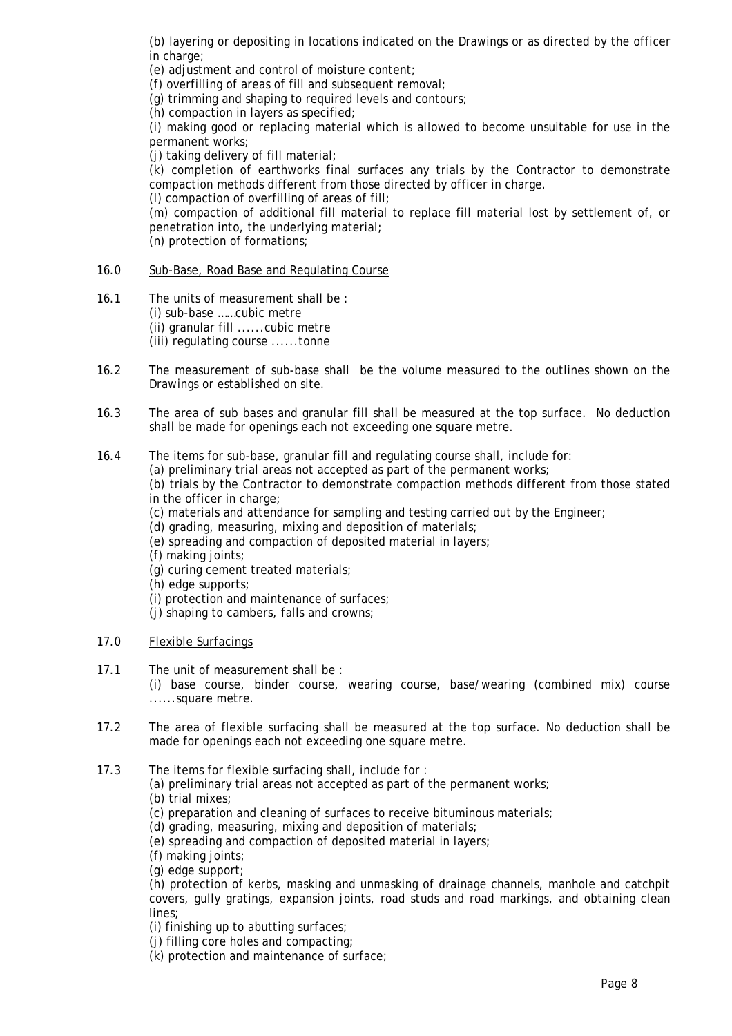(b) layering or depositing in locations indicated on the Drawings or as directed by the officer in charge;
(e) adjustment and control of moisture content;
(f) overfilling of areas of fill and subsequent removal;
(g) trimming and shaping to required levels and contours;
(h) compaction in layers as specified;
(i) making good or replacing material which is allowed to become unsuitable for use in the permanent works;
(j) taking delivery of fill material;
(k) completion of earthworks final surfaces any trials by the Contractor to demonstrate compaction methods different from those directed by officer in charge.
(l) compaction of overfilling of areas of fill;
(m) compaction of additional fill material to replace fill material lost by settlement of, or penetration into, the underlying material;
(n) protection of formations;

16.0 Sub-Base, Road Base and Regulating Course

16.1 The units of measurement shall be :
(i) sub-base ……cubic metre
(ii) granular fill ......cubic metre
(iii) regulating course ......tonne

16.2 The measurement of sub-base shall be the volume measured to the outlines shown on the Drawings or established on site.

16.3 The area of sub bases and granular fill shall be measured at the top surface. No deduction shall be made for openings each not exceeding one square metre.

16.4 The items for sub-base, granular fill and regulating course shall, include for:
(a) preliminary trial areas not accepted as part of the permanent works;
(b) trials by the Contractor to demonstrate compaction methods different from those stated in the officer in charge;
(c) materials and attendance for sampling and testing carried out by the Engineer;
(d) grading, measuring, mixing and deposition of materials;
(e) spreading and compaction of deposited material in layers;
(f) making joints;
(g) curing cement treated materials;
(h) edge supports;
(i) protection and maintenance of surfaces;
(j) shaping to cambers, falls and crowns;

17.0 Flexible Surfacings

17.1 The unit of measurement shall be :
(i) base course, binder course, wearing course, base/wearing (combined mix) course ......square metre.

17.2 The area of flexible surfacing shall be measured at the top surface. No deduction shall be made for openings each not exceeding one square metre.

17.3 The items for flexible surfacing shall, include for :
(a) preliminary trial areas not accepted as part of the permanent works;
(b) trial mixes;
(c) preparation and cleaning of surfaces to receive bituminous materials;
(d) grading, measuring, mixing and deposition of materials;
(e) spreading and compaction of deposited material in layers;
(f) making joints;
(g) edge support;
(h) protection of kerbs, masking and unmasking of drainage channels, manhole and catchpit covers, gully gratings, expansion joints, road studs and road markings, and obtaining clean lines;
(i) finishing up to abutting surfaces;
(j) filling core holes and compacting;
(k) protection and maintenance of surface;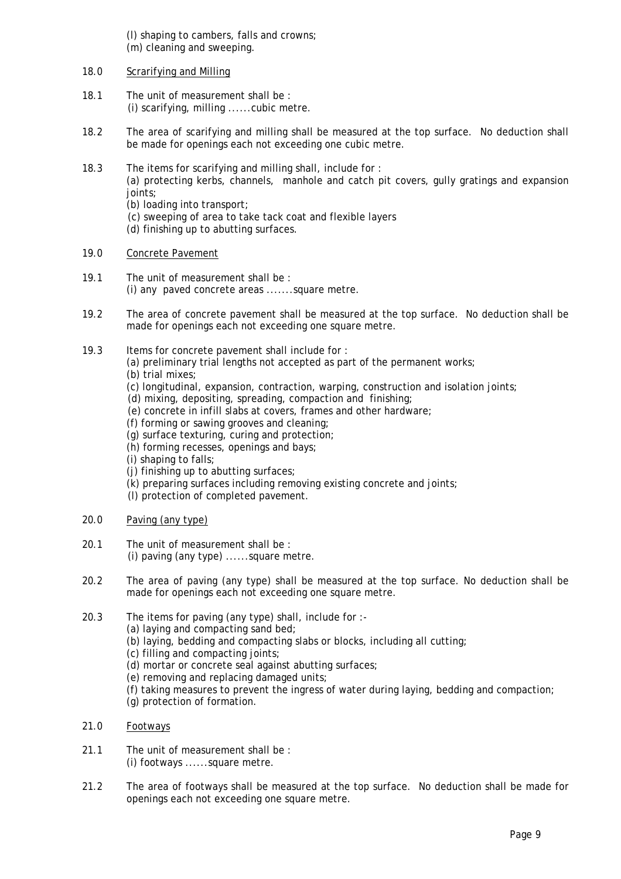(l) shaping to cambers, falls and crowns;
(m) cleaning and sweeping.

18.0 Scrarifying and Milling

18.1 The unit of measurement shall be :
(i) scarifying, milling ......cubic metre.

18.2 The area of scarifying and milling shall be measured at the top surface. No deduction shall be made for openings each not exceeding one cubic metre.

18.3 The items for scarifying and milling shall, include for :
(a) protecting kerbs, channels, manhole and catch pit covers, gully gratings and expansion joints;
(b) loading into transport;
(c) sweeping of area to take tack coat and flexible layers
(d) finishing up to abutting surfaces.

19.0 Concrete Pavement

19.1 The unit of measurement shall be :
(i) any paved concrete areas .......square metre.

19.2 The area of concrete pavement shall be measured at the top surface. No deduction shall be made for openings each not exceeding one square metre.

19.3 Items for concrete pavement shall include for :
(a) preliminary trial lengths not accepted as part of the permanent works;
(b) trial mixes;
(c) longitudinal, expansion, contraction, warping, construction and isolation joints;
(d) mixing, depositing, spreading, compaction and finishing;
(e) concrete in infill slabs at covers, frames and other hardware;
(f) forming or sawing grooves and cleaning;
(g) surface texturing, curing and protection;
(h) forming recesses, openings and bays;
(i) shaping to falls;
(j) finishing up to abutting surfaces;
(k) preparing surfaces including removing existing concrete and joints;
(l) protection of completed pavement.

20.0 Paving (any type)

20.1 The unit of measurement shall be :
(i) paving (any type) ......square metre.

20.2 The area of paving (any type) shall be measured at the top surface. No deduction shall be made for openings each not exceeding one square metre.

20.3 The items for paving (any type) shall, include for :-
(a) laying and compacting sand bed;
(b) laying, bedding and compacting slabs or blocks, including all cutting;
(c) filling and compacting joints;
(d) mortar or concrete seal against abutting surfaces;
(e) removing and replacing damaged units;
(f) taking measures to prevent the ingress of water during laying, bedding and compaction;
(g) protection of formation.

21.0 Footways

21.1 The unit of measurement shall be :
(i) footways ......square metre.

21.2 The area of footways shall be measured at the top surface. No deduction shall be made for openings each not exceeding one square metre.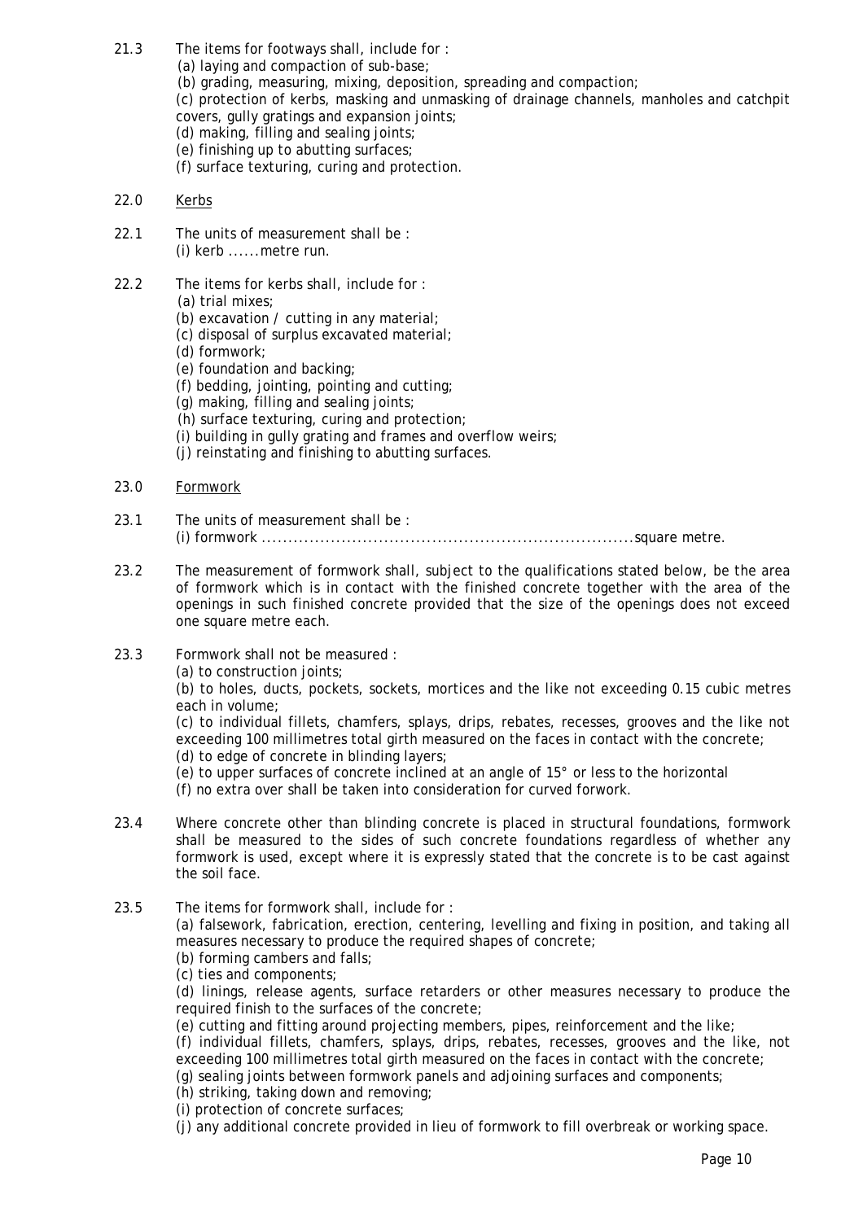21.3 The items for footways shall, include for :

(a) laying and compaction of sub-base;
(b) grading, measuring, mixing, deposition, spreading and compaction;
(c) protection of kerbs, masking and unmasking of drainage channels, manholes and catchpit covers, gully gratings and expansion joints;
(d) making, filling and sealing joints;
(e) finishing up to abutting surfaces;
(f) surface texturing, curing and protection.

22.0 <u>Kerbs</u>

22.1 The units of measurement shall be :

(i) kerb ......metre run.

22.2 The items for kerbs shall, include for :

(a) trial mixes;
(b) excavation / cutting in any material;
(c) disposal of surplus excavated material;
(d) formwork;
(e) foundation and backing;
(f) bedding, jointing, pointing and cutting;
(g) making, filling and sealing joints;
(h) surface texturing, curing and protection;
(i) building in gully grating and frames and overflow weirs;
(j) reinstating and finishing to abutting surfaces.

23.0 <u>Formwork</u>

23.1 The units of measurement shall be :

(i) formwork .....................................................................square metre.

23.2 The measurement of formwork shall, subject to the qualifications stated below, be the area of formwork which is in contact with the finished concrete together with the area of the openings in such finished concrete provided that the size of the openings does not exceed one square metre each.

23.3 Formwork shall not be measured :

(a) to construction joints;
(b) to holes, ducts, pockets, sockets, mortices and the like not exceeding 0.15 cubic metres each in volume;
(c) to individual fillets, chamfers, splays, drips, rebates, recesses, grooves and the like not exceeding 100 millimetres total girth measured on the faces in contact with the concrete;
(d) to edge of concrete in blinding layers;
(e) to upper surfaces of concrete inclined at an angle of 15° or less to the horizontal
(f) no extra over shall be taken into consideration for curved forwork.

23.4 Where concrete other than blinding concrete is placed in structural foundations, formwork shall be measured to the sides of such concrete foundations regardless of whether any formwork is used, except where it is expressly stated that the concrete is to be cast against the soil face.

23.5 The items for formwork shall, include for :

(a) falsework, fabrication, erection, centering, levelling and fixing in position, and taking all measures necessary to produce the required shapes of concrete;
(b) forming cambers and falls;
(c) ties and components;
(d) linings, release agents, surface retarders or other measures necessary to produce the required finish to the surfaces of the concrete;
(e) cutting and fitting around projecting members, pipes, reinforcement and the like;
(f) individual fillets, chamfers, splays, drips, rebates, recesses, grooves and the like, not exceeding 100 millimetres total girth measured on the faces in contact with the concrete;
(g) sealing joints between formwork panels and adjoining surfaces and components;
(h) striking, taking down and removing;
(i) protection of concrete surfaces;
(j) any additional concrete provided in lieu of formwork to fill overbreak or working space.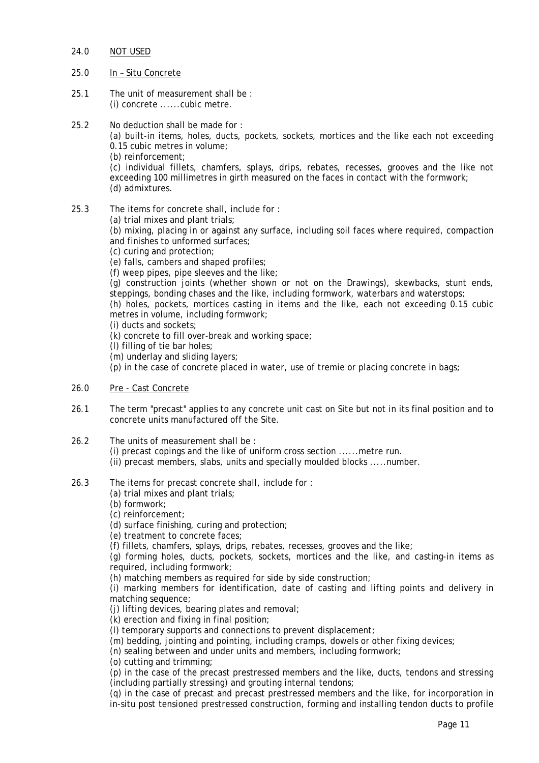24.0 NOT USED

25.0 In – Situ Concrete

25.1 The unit of measurement shall be :
(i) concrete ......cubic metre.

25.2 No deduction shall be made for :
(a) built-in items, holes, ducts, pockets, sockets, mortices and the like each not exceeding 0.15 cubic metres in volume;
(b) reinforcement;
(c) individual fillets, chamfers, splays, drips, rebates, recesses, grooves and the like not exceeding 100 millimetres in girth measured on the faces in contact with the formwork;
(d) admixtures.

25.3 The items for concrete shall, include for :
(a) trial mixes and plant trials;
(b) mixing, placing in or against any surface, including soil faces where required, compaction and finishes to unformed surfaces;
(c) curing and protection;
(e) falls, cambers and shaped profiles;
(f) weep pipes, pipe sleeves and the like;
(g) construction joints (whether shown or not on the Drawings), skewbacks, stunt ends, steppings, bonding chases and the like, including formwork, waterbars and waterstops;
(h) holes, pockets, mortices casting in items and the like, each not exceeding 0.15 cubic metres in volume, including formwork;
(i) ducts and sockets;
(k) concrete to fill over-break and working space;
(l) filling of tie bar holes;
(m) underlay and sliding layers;
(p) in the case of concrete placed in water, use of tremie or placing concrete in bags;

26.0 Pre - Cast Concrete

26.1 The term "precast" applies to any concrete unit cast on Site but not in its final position and to concrete units manufactured off the Site.

26.2 The units of measurement shall be :
(i) precast copings and the like of uniform cross section ......metre run.
(ii) precast members, slabs, units and specially moulded blocks .....number.

26.3 The items for precast concrete shall, include for :
(a) trial mixes and plant trials;
(b) formwork;
(c) reinforcement;
(d) surface finishing, curing and protection;
(e) treatment to concrete faces;
(f) fillets, chamfers, splays, drips, rebates, recesses, grooves and the like;
(g) forming holes, ducts, pockets, sockets, mortices and the like, and casting-in items as required, including formwork;
(h) matching members as required for side by side construction;
(i) marking members for identification, date of casting and lifting points and delivery in matching sequence;
(j) lifting devices, bearing plates and removal;
(k) erection and fixing in final position;
(l) temporary supports and connections to prevent displacement;
(m) bedding, jointing and pointing, including cramps, dowels or other fixing devices;
(n) sealing between and under units and members, including formwork;
(o) cutting and trimming;
(p) in the case of the precast prestressed members and the like, ducts, tendons and stressing (including partially stressing) and grouting internal tendons;
(q) in the case of precast and precast prestressed members and the like, for incorporation in in-situ post tensioned prestressed construction, forming and installing tendon ducts to profile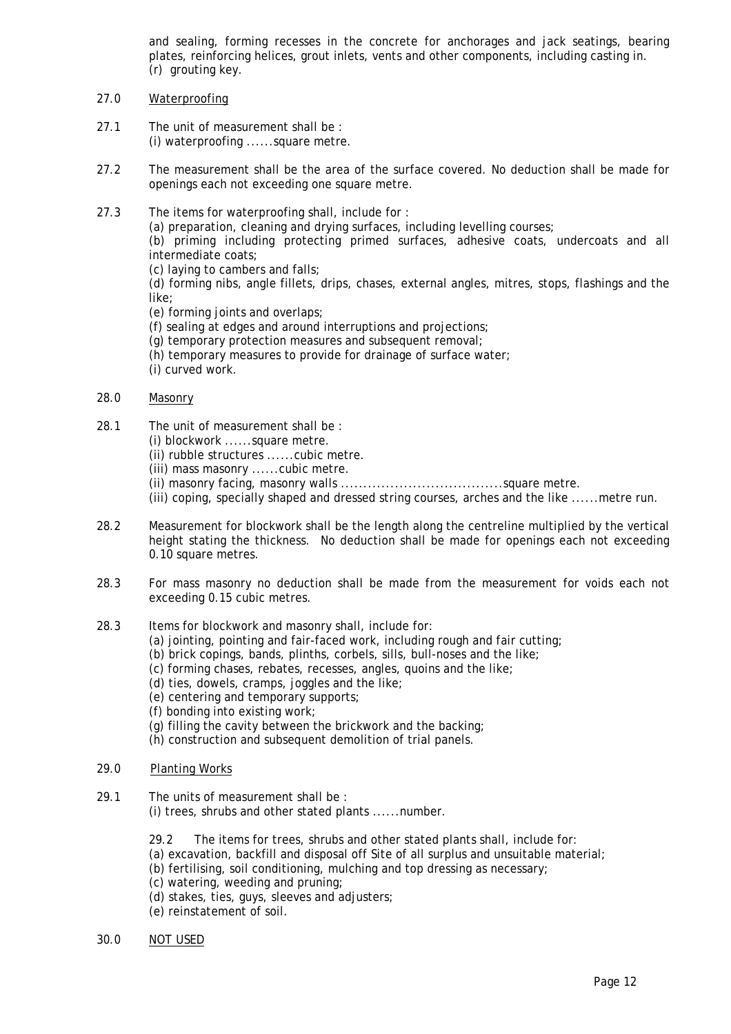and sealing, forming recesses in the concrete for anchorages and jack seatings, bearing plates, reinforcing helices, grout inlets, vents and other components, including casting in.
(r) grouting key.

27.0 Waterproofing

27.1 The unit of measurement shall be :
(i) waterproofing ......square metre.

27.2 The measurement shall be the area of the surface covered. No deduction shall be made for openings each not exceeding one square metre.

27.3 The items for waterproofing shall, include for :
(a) preparation, cleaning and drying surfaces, including levelling courses;
(b) priming including protecting primed surfaces, adhesive coats, undercoats and all intermediate coats;
(c) laying to cambers and falls;
(d) forming nibs, angle fillets, drips, chases, external angles, mitres, stops, flashings and the like;
(e) forming joints and overlaps;
(f) sealing at edges and around interruptions and projections;
(g) temporary protection measures and subsequent removal;
(h) temporary measures to provide for drainage of surface water;
(i) curved work.

28.0 Masonry

28.1 The unit of measurement shall be :
(i) blockwork ......square metre.
(ii) rubble structures ......cubic metre.
(iii) mass masonry ......cubic metre.
(ii) masonry facing, masonry walls ...................................square metre.
(iii) coping, specially shaped and dressed string courses, arches and the like ......metre run.

28.2 Measurement for blockwork shall be the length along the centreline multiplied by the vertical height stating the thickness. No deduction shall be made for openings each not exceeding 0.10 square metres.

28.3 For mass masonry no deduction shall be made from the measurement for voids each not exceeding 0.15 cubic metres.

28.3 Items for blockwork and masonry shall, include for:
(a) jointing, pointing and fair-faced work, including rough and fair cutting;
(b) brick copings, bands, plinths, corbels, sills, bull-noses and the like;
(c) forming chases, rebates, recesses, angles, quoins and the like;
(d) ties, dowels, cramps, joggles and the like;
(e) centering and temporary supports;
(f) bonding into existing work;
(g) filling the cavity between the brickwork and the backing;
(h) construction and subsequent demolition of trial panels.

29.0 Planting Works

29.1 The units of measurement shall be :
(i) trees, shrubs and other stated plants ......number.

29.2 The items for trees, shrubs and other stated plants shall, include for:
(a) excavation, backfill and disposal off Site of all surplus and unsuitable material;
(b) fertilising, soil conditioning, mulching and top dressing as necessary;
(c) watering, weeding and pruning;
(d) stakes, ties, guys, sleeves and adjusters;
(e) reinstatement of soil.

30.0 NOT USED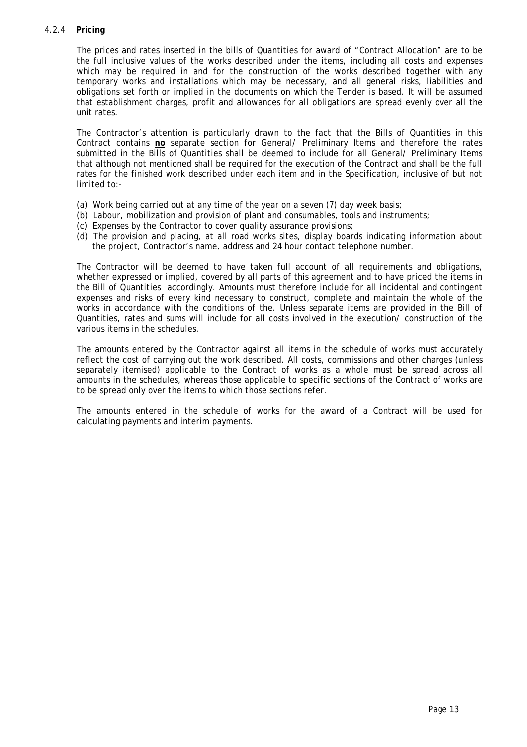#### 4.2.4 **Pricing**

The prices and rates inserted in the bills of Quantities for award of "Contract Allocation" are to be the full inclusive values of the works described under the items, including all costs and expenses which may be required in and for the construction of the works described together with any temporary works and installations which may be necessary, and all general risks, liabilities and obligations set forth or implied in the documents on which the Tender is based. It will be assumed that establishment charges, profit and allowances for all obligations are spread evenly over all the unit rates.

The Contractor's attention is particularly drawn to the fact that the Bills of Quantities in this Contract contains **<u>no</u>** separate section for General/ Preliminary Items and therefore the rates submitted in the Bills of Quantities shall be deemed to include for all General/ Preliminary Items that although not mentioned shall be required for the execution of the Contract and shall be the full rates for the finished work described under each item and in the Specification, inclusive of but not limited to:-

(a) Work being carried out at any time of the year on a seven (7) day week basis;
(b) Labour, mobilization and provision of plant and consumables, tools and instruments;
(c) Expenses by the Contractor to cover quality assurance provisions;
(d) The provision and placing, at all road works sites, display boards indicating information about the project, Contractor's name, address and 24 hour contact telephone number.

The Contractor will be deemed to have taken full account of all requirements and obligations, whether expressed or implied, covered by all parts of this agreement and to have priced the items in the Bill of Quantities accordingly. Amounts must therefore include for all incidental and contingent expenses and risks of every kind necessary to construct, complete and maintain the whole of the works in accordance with the conditions of the. Unless separate items are provided in the Bill of Quantities, rates and sums will include for all costs involved in the execution/ construction of the various items in the schedules.

The amounts entered by the Contractor against all items in the schedule of works must accurately reflect the cost of carrying out the work described. All costs, commissions and other charges (unless separately itemised) applicable to the Contract of works as a whole must be spread across all amounts in the schedules, whereas those applicable to specific sections of the Contract of works are to be spread only over the items to which those sections refer.

The amounts entered in the schedule of works for the award of a Contract will be used for calculating payments and interim payments.